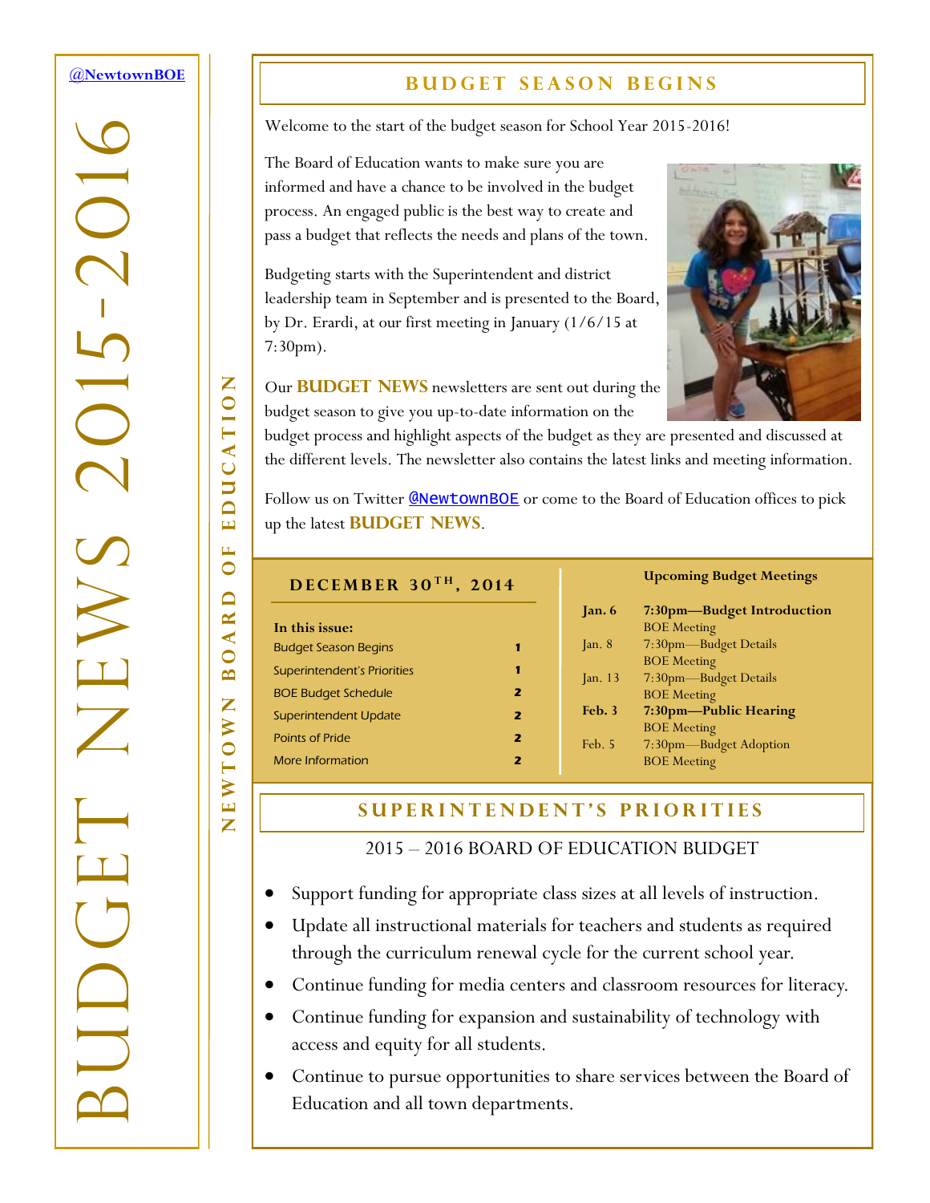@NewtownBOE

# BUDGET NEWS 2015-2016

NEWTOWN BOARD OF EDUCATION

## BUDGET SEASON BEGINS

Welcome to the start of the budget season for School Year 2015-2016!

The Board of Education wants to make sure you are informed and have a chance to be involved in the budget process. An engaged public is the best way to create and pass a budget that reflects the needs and plans of the town.

Budgeting starts with the Superintendent and district leadership team in September and is presented to the Board, by Dr. Erardi, at our first meeting in January (1/6/15 at 7:30pm).

Our **BUDGET NEWS** newsletters are sent out during the budget season to give you up-to-date information on the budget process and highlight aspects of the budget as they are presented and discussed at the different levels. The newsletter also contains the latest links and meeting information.

Follow us on Twitter @NewtownBOE or come to the Board of Education offices to pick up the latest **BUDGET NEWS**.

### DECEMBER 30TH, 2014

**In this issue:**

| | |
|---|---|
| Budget Season Begins | 1 |
| Superintendent's Priorities | 1 |
| BOE Budget Schedule | 2 |
| Superintendent Update | 2 |
| Points of Pride | 2 |
| More Information | 2 |

**Upcoming Budget Meetings**

| | |
|---|---|
| **Jan. 6** | **7:30pm—Budget Introduction** BOE Meeting |
| Jan. 8 | 7:30pm—Budget Details BOE Meeting |
| Jan. 13 | 7:30pm—Budget Details BOE Meeting |
| **Feb. 3** | **7:30pm—Public Hearing** BOE Meeting |
| Feb. 5 | 7:30pm—Budget Adoption BOE Meeting |

## SUPERINTENDENT'S PRIORITIES

2015 – 2016 BOARD OF EDUCATION BUDGET

- Support funding for appropriate class sizes at all levels of instruction.
- Update all instructional materials for teachers and students as required through the curriculum renewal cycle for the current school year.
- Continue funding for media centers and classroom resources for literacy.
- Continue funding for expansion and sustainability of technology with access and equity for all students.
- Continue to pursue opportunities to share services between the Board of Education and all town departments.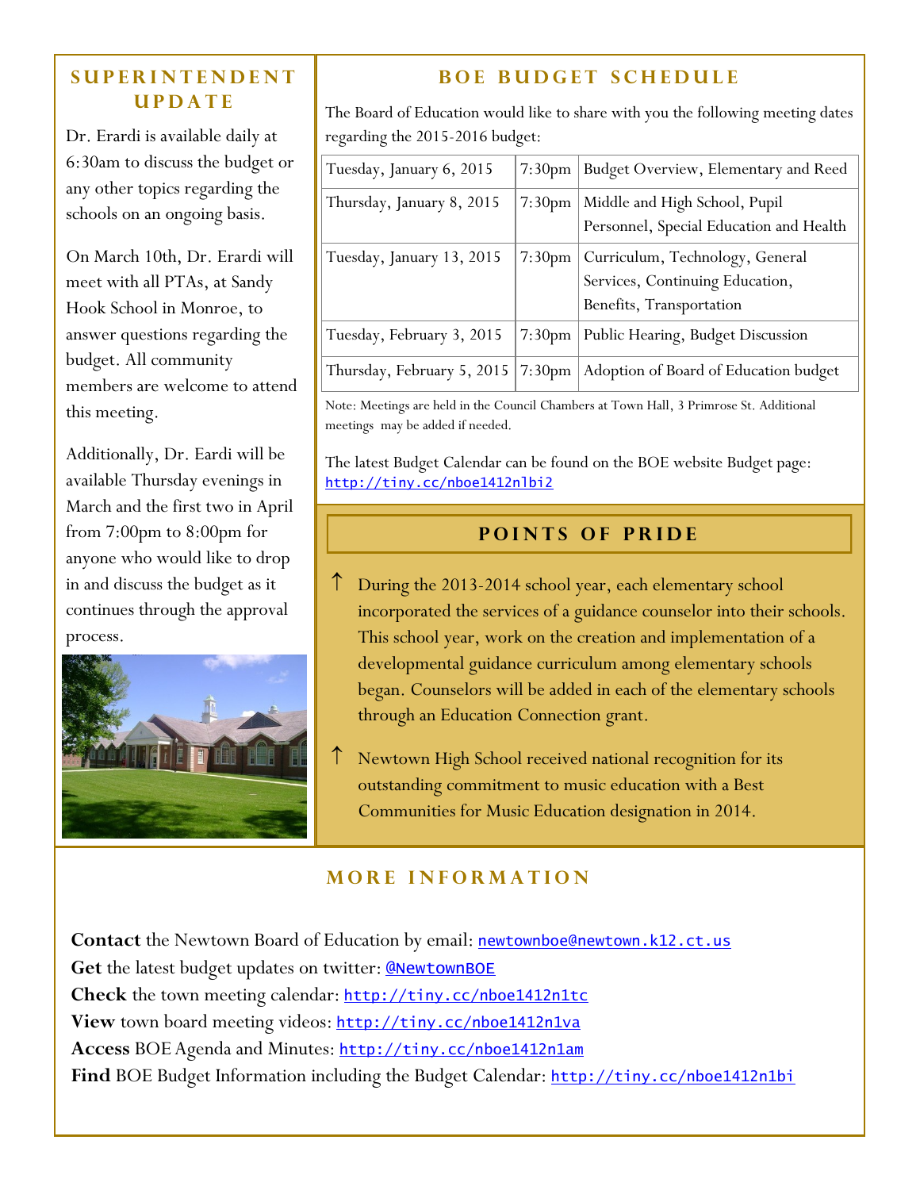## SUPERINTENDENT UPDATE

Dr. Erardi is available daily at 6:30am to discuss the budget or any other topics regarding the schools on an ongoing basis.

On March 10th, Dr. Erardi will meet with all PTAs, at Sandy Hook School in Monroe, to answer questions regarding the budget. All community members are welcome to attend this meeting.

Additionally, Dr. Eardi will be available Thursday evenings in March and the first two in April from 7:00pm to 8:00pm for anyone who would like to drop in and discuss the budget as it continues through the approval process.

## BOE BUDGET SCHEDULE

The Board of Education would like to share with you the following meeting dates regarding the 2015-2016 budget:

| | | |
|---|---|---|
| Tuesday, January 6, 2015 | 7:30pm | Budget Overview, Elementary and Reed |
| Thursday, January 8, 2015 | 7:30pm | Middle and High School, Pupil Personnel, Special Education and Health |
| Tuesday, January 13, 2015 | 7:30pm | Curriculum, Technology, General Services, Continuing Education, Benefits, Transportation |
| Tuesday, February 3, 2015 | 7:30pm | Public Hearing, Budget Discussion |
| Thursday, February 5, 2015 | 7:30pm | Adoption of Board of Education budget |

Note: Meetings are held in the Council Chambers at Town Hall, 3 Primrose St. Additional meetings may be added if needed.

The latest Budget Calendar can be found on the BOE website Budget page: http://tiny.cc/nboe1412nlbi2

## POINTS OF PRIDE

- During the 2013-2014 school year, each elementary school incorporated the services of a guidance counselor into their schools. This school year, work on the creation and implementation of a developmental guidance curriculum among elementary schools began. Counselors will be added in each of the elementary schools through an Education Connection grant.
- Newtown High School received national recognition for its outstanding commitment to music education with a Best Communities for Music Education designation in 2014.

## MORE INFORMATION

**Contact** the Newtown Board of Education by email: newtownboe@newtown.k12.ct.us
**Get** the latest budget updates on twitter: @NewtownBOE
**Check** the town meeting calendar: http://tiny.cc/nboe1412n1tc
**View** town board meeting videos: http://tiny.cc/nboe1412n1va
**Access** BOE Agenda and Minutes: http://tiny.cc/nboe1412n1am
**Find** BOE Budget Information including the Budget Calendar: http://tiny.cc/nboe1412n1bi